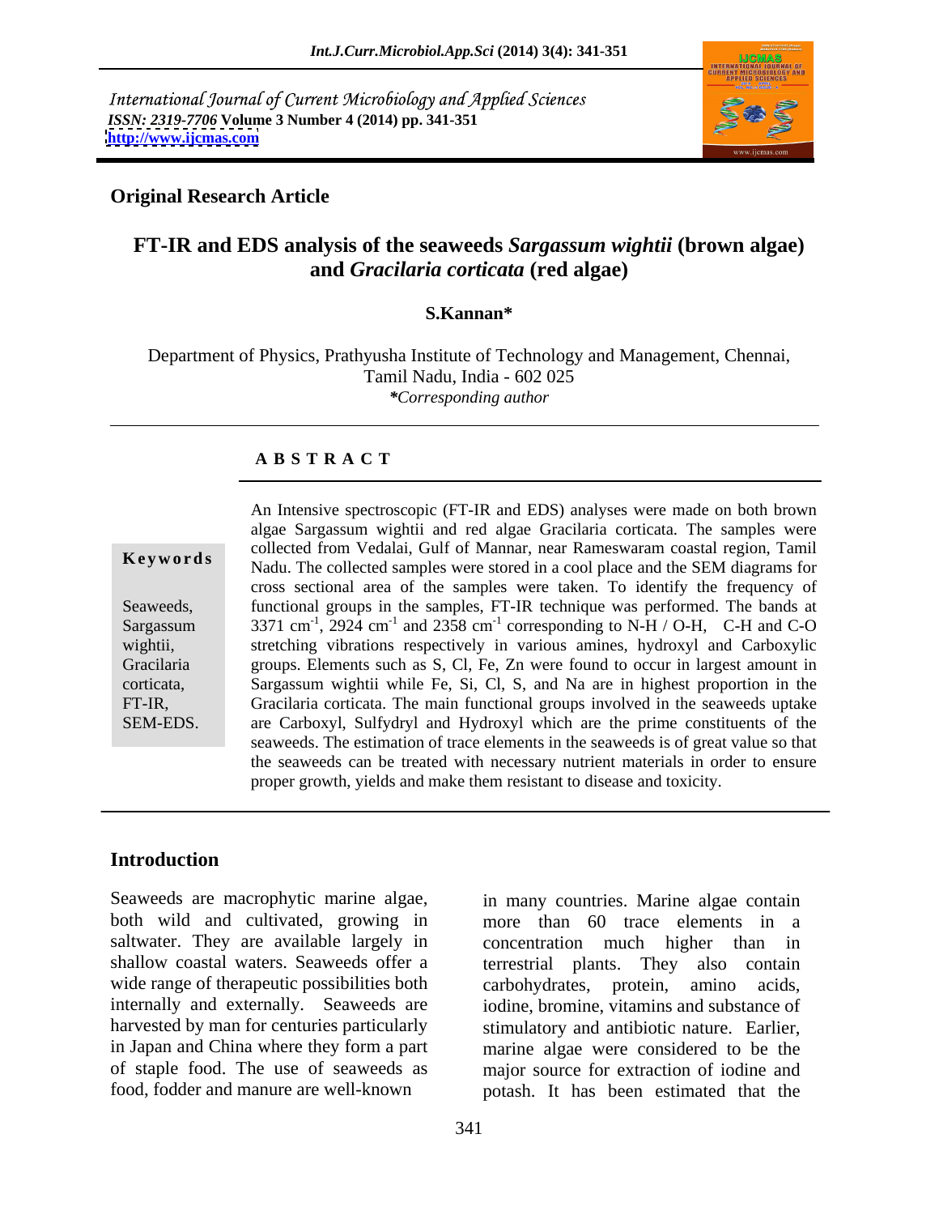International Journal of Current Microbiology and Applied Sciences
*ISSN: 2319-7706* **Volume 3 Number 4 (2014) pp. 341-351**
**http://www.ijcmas.com**

**Original Research Article**

# FT-IR and EDS analysis of the seaweeds *Sargassum wightii* (brown algae) and *Gracilaria corticata* (red algae)

**S.Kannan\***

Department of Physics, Prathyusha Institute of Technology and Management, Chennai, Tamil Nadu, India - 602 025
*\*Corresponding author*

## A B S T R A C T

**Keywords**

Seaweeds, Sargassum wightii, Gracilaria corticata, FT-IR, SEM-EDS.

An Intensive spectroscopic (FT-IR and EDS) analyses were made on both brown algae Sargassum wightii and red algae Gracilaria corticata. The samples were collected from Vedalai, Gulf of Mannar, near Rameswaram coastal region, Tamil Nadu. The collected samples were stored in a cool place and the SEM diagrams for cross sectional area of the samples were taken. To identify the frequency of functional groups in the samples, FT-IR technique was performed. The bands at 3371 $cm^{-1}$, 2924 $cm^{-1}$ and 2358 $cm^{-1}$ corresponding to N-H / O-H, C-H and C-O stretching vibrations respectively in various amines, hydroxyl and Carboxylic groups. Elements such as S, Cl, Fe, Zn were found to occur in largest amount in Sargassum wightii while Fe, Si, Cl, S, and Na are in highest proportion in the Gracilaria corticata. The main functional groups involved in the seaweeds uptake are Carboxyl, Sulfydryl and Hydroxyl which are the prime constituents of the seaweeds. The estimation of trace elements in the seaweeds is of great value so that the seaweeds can be treated with necessary nutrient materials in order to ensure proper growth, yields and make them resistant to disease and toxicity.

## Introduction

Seaweeds are macrophytic marine algae, both wild and cultivated, growing in saltwater. They are available largely in shallow coastal waters. Seaweeds offer a wide range of therapeutic possibilities both internally and externally. Seaweeds are harvested by man for centuries particularly in Japan and China where they form a part of staple food. The use of seaweeds as food, fodder and manure are well-known in many countries. Marine algae contain more than 60 trace elements in a concentration much higher than in terrestrial plants. They also contain carbohydrates, protein, amino acids, iodine, bromine, vitamins and substance of stimulatory and antibiotic nature. Earlier, marine algae were considered to be the major source for extraction of iodine and potash. It has been estimated that the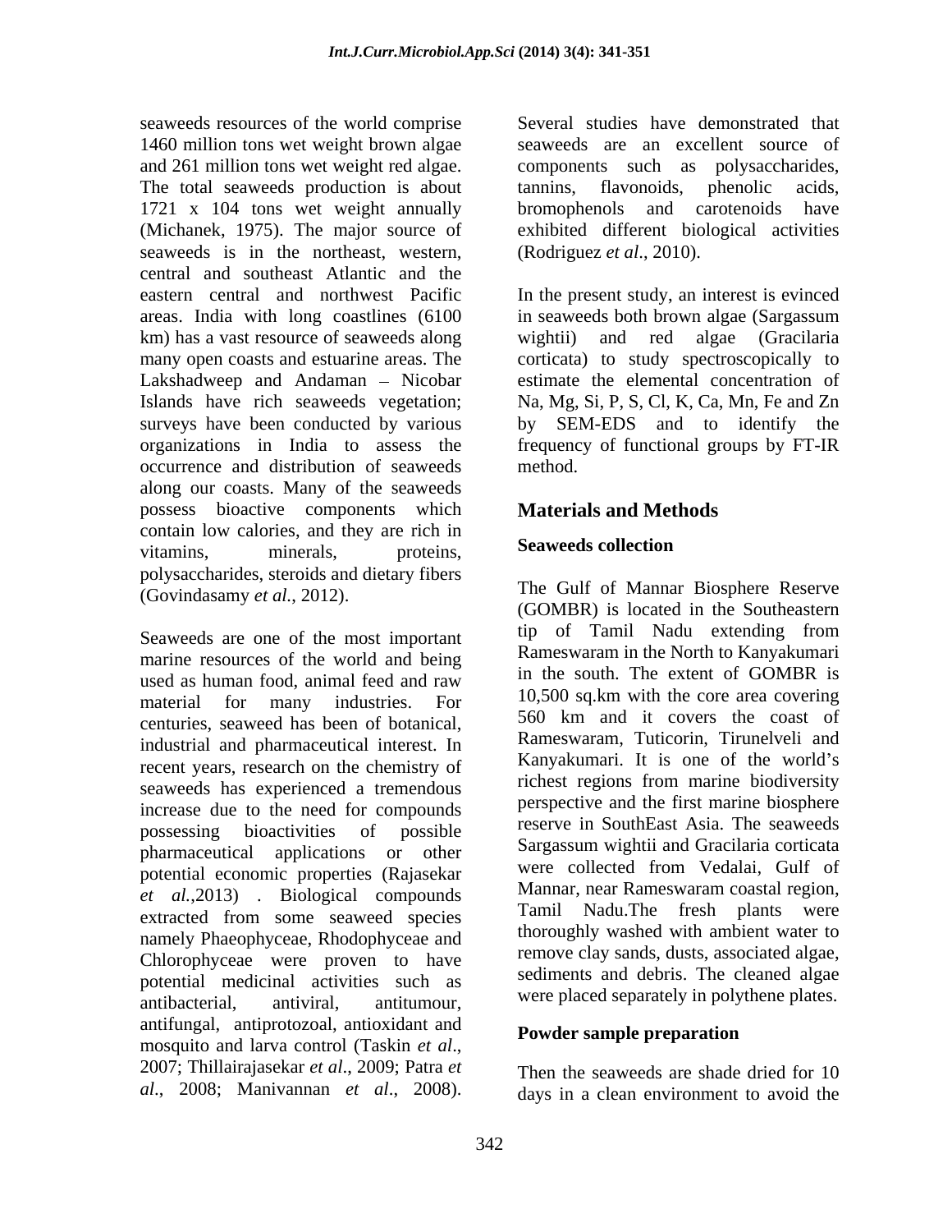seaweeds resources of the world comprise 1460 million tons wet weight brown algae and 261 million tons wet weight red algae. The total seaweeds production is about 1721 x 104 tons wet weight annually (Michanek, 1975). The major source of seaweeds is in the northeast, western, central and southeast Atlantic and the eastern central and northwest Pacific areas. India with long coastlines (6100 km) has a vast resource of seaweeds along many open coasts and estuarine areas. The Lakshadweep and Andaman – Nicobar Islands have rich seaweeds vegetation; surveys have been conducted by various organizations in India to assess the occurrence and distribution of seaweeds along our coasts. Many of the seaweeds possess bioactive components which contain low calories, and they are rich in vitamins, minerals, proteins, polysaccharides, steroids and dietary fibers (Govindasamy *et al.*, 2012).

Seaweeds are one of the most important marine resources of the world and being used as human food, animal feed and raw material for many industries. For centuries, seaweed has been of botanical, industrial and pharmaceutical interest. In recent years, research on the chemistry of seaweeds has experienced a tremendous increase due to the need for compounds possessing bioactivities of possible pharmaceutical applications or other potential economic properties (Rajasekar *et al.*,2013) . Biological compounds extracted from some seaweed species namely Phaeophyceae, Rhodophyceae and Chlorophyceae were proven to have potential medicinal activities such as antibacterial, antiviral, antitumour, antifungal, antiprotozoal, antioxidant and mosquito and larva control (Taskin *et al*., 2007; Thillairajasekar *et al*., 2009; Patra *et al*., 2008; Manivannan *et al*., 2008). Several studies have demonstrated that seaweeds are an excellent source of components such as polysaccharides, tannins, flavonoids, phenolic acids, bromophenols and carotenoids have exhibited different biological activities (Rodriguez *et al*., 2010).

In the present study, an interest is evinced in seaweeds both brown algae (Sargassum wightii) and red algae (Gracilaria corticata) to study spectroscopically to estimate the elemental concentration of Na, Mg, Si, P, S, Cl, K, Ca, Mn, Fe and Zn by SEM-EDS and to identify the frequency of functional groups by FT-IR method.

## Materials and Methods

### Seaweeds collection

The Gulf of Mannar Biosphere Reserve (GOMBR) is located in the Southeastern tip of Tamil Nadu extending from Rameswaram in the North to Kanyakumari in the south. The extent of GOMBR is 10,500 sq.km with the core area covering 560 km and it covers the coast of Rameswaram, Tuticorin, Tirunelveli and Kanyakumari. It is one of the world's richest regions from marine biodiversity perspective and the first marine biosphere reserve in SouthEast Asia. The seaweeds Sargassum wightii and Gracilaria corticata were collected from Vedalai, Gulf of Mannar, near Rameswaram coastal region, Tamil Nadu.The fresh plants were thoroughly washed with ambient water to remove clay sands, dusts, associated algae, sediments and debris. The cleaned algae were placed separately in polythene plates.

### Powder sample preparation

Then the seaweeds are shade dried for 10 days in a clean environment to avoid the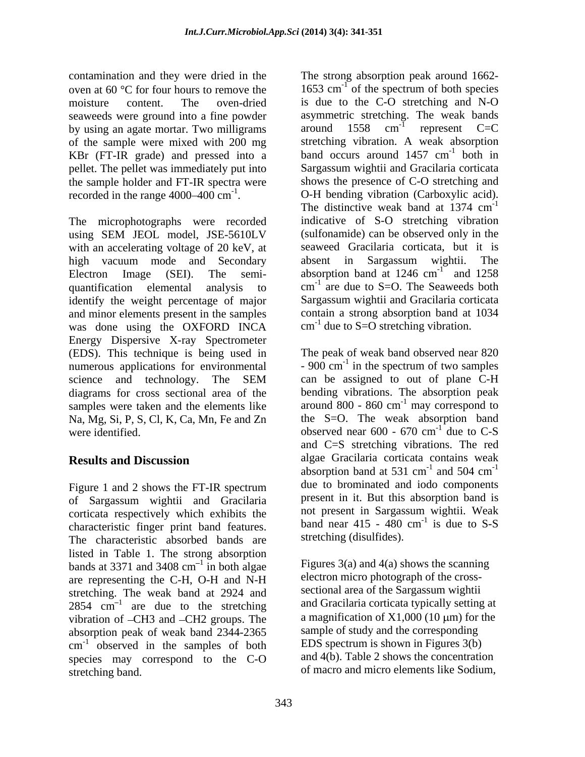contamination and they were dried in the oven at 60 °C for four hours to remove the moisture content. The oven-dried seaweeds were ground into a fine powder by using an agate mortar. Two milligrams of the sample were mixed with 200 mg KBr (FT-IR grade) and pressed into a pellet. The pellet was immediately put into the sample holder and FT-IR spectra were recorded in the range 4000–400 $cm^{-1}$.

The microphotographs were recorded using SEM JEOL model, JSE-5610LV with an accelerating voltage of 20 keV, at high vacuum mode and Secondary Electron Image (SEI). The semi-quantification elemental analysis to identify the weight percentage of major and minor elements present in the samples was done using the OXFORD INCA Energy Dispersive X-ray Spectrometer (EDS). This technique is being used in numerous applications for environmental science and technology. The SEM diagrams for cross sectional area of the samples were taken and the elements like Na, Mg, Si, P, S, Cl, K, Ca, Mn, Fe and Zn were identified.

## Results and Discussion

Figure 1 and 2 shows the FT-IR spectrum of Sargassum wightii and Gracilaria corticata respectively which exhibits the characteristic finger print band features. The characteristic absorbed bands are listed in Table 1. The strong absorption bands at 3371 and 3408 $cm^{-1}$ in both algae are representing the C-H, O-H and N-H stretching. The weak band at 2924 and 2854 $cm^{-1}$ are due to the stretching vibration of –CH3 and –CH2 groups. The absorption peak of weak band 2344-2365 $cm^{-1}$ observed in the samples of both species may correspond to the C-O stretching band.

The strong absorption peak around 1662-1653 $cm^{-1}$ of the spectrum of both species is due to the C-O stretching and N-O asymmetric stretching. The weak bands around 1558 $cm^{-1}$ represent C=C stretching vibration. A weak absorption band occurs around 1457 $cm^{-1}$ both in Sargassum wightii and Gracilaria corticata shows the presence of C-O stretching and O-H bending vibration (Carboxylic acid). The distinctive weak band at 1374 $cm^{-1}$ indicative of S-O stretching vibration (sulfonamide) can be observed only in the seaweed Gracilaria corticata, but it is absent in Sargassum wightii. The absorption band at 1246 $cm^{-1}$ and 1258 $cm^{-1}$ are due to S=O. The Seaweeds both Sargassum wightii and Gracilaria corticata contain a strong absorption band at 1034 $cm^{-1}$ due to S=O stretching vibration.

The peak of weak band observed near 820 - 900 $cm^{-1}$ in the spectrum of two samples can be assigned to out of plane C-H bending vibrations. The absorption peak around 800 - 860 $cm^{-1}$ may correspond to the S=O. The weak absorption band observed near 600 - 670 $cm^{-1}$ due to C-S and C=S stretching vibrations. The red algae Gracilaria corticata contains weak absorption band at 531 $cm^{-1}$ and 504 $cm^{-1}$ due to brominated and iodo components present in it. But this absorption band is not present in Sargassum wightii. Weak band near 415 - 480 $cm^{-1}$ is due to S-S stretching (disulfides).

Figures 3(a) and 4(a) shows the scanning electron micro photograph of the cross-sectional area of the Sargassum wightii and Gracilaria corticata typically setting at a magnification of X1,000 (10 μm) for the sample of study and the corresponding EDS spectrum is shown in Figures 3(b) and 4(b). Table 2 shows the concentration of macro and micro elements like Sodium,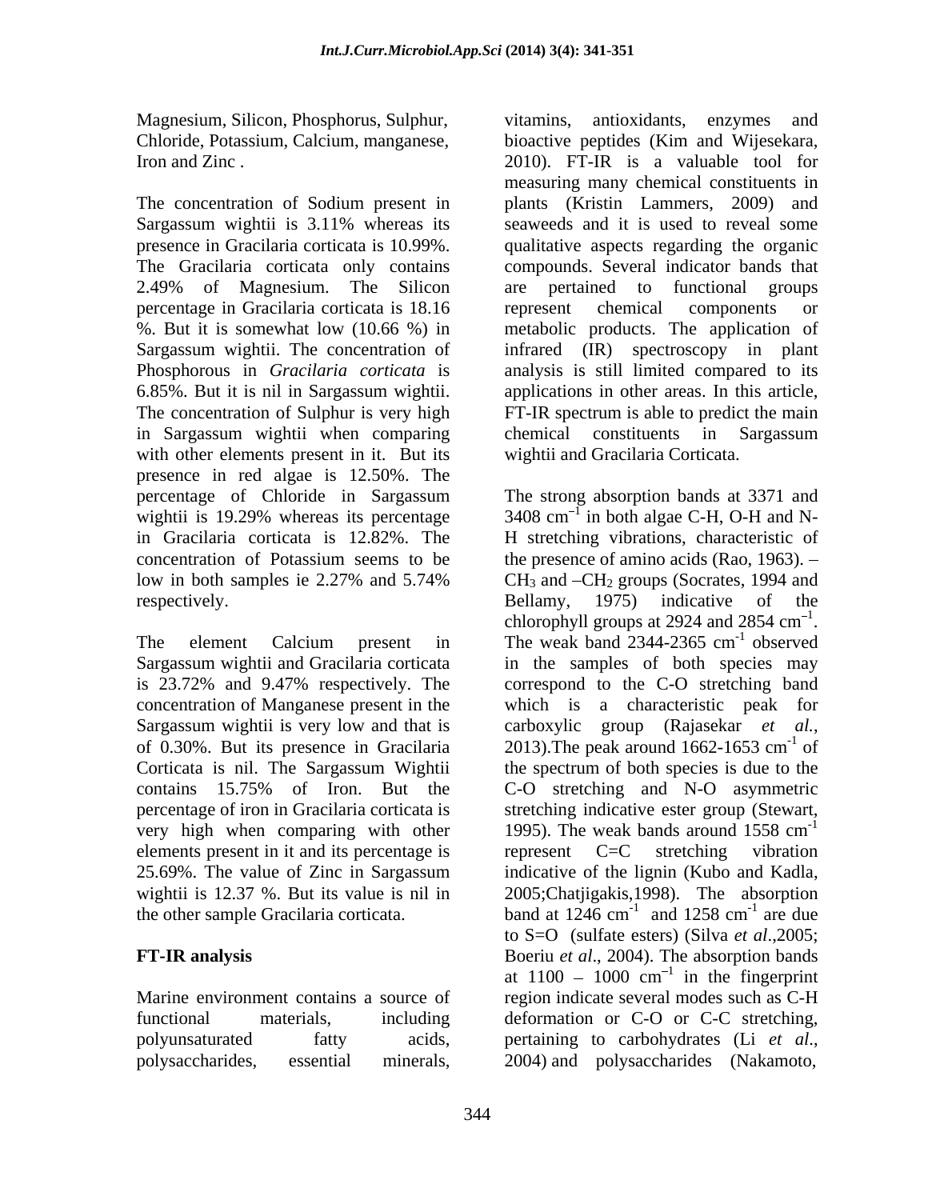Magnesium, Silicon, Phosphorus, Sulphur, Chloride, Potassium, Calcium, manganese, Iron and Zinc .

The concentration of Sodium present in Sargassum wightii is 3.11% whereas its presence in Gracilaria corticata is 10.99%. The Gracilaria corticata only contains 2.49% of Magnesium. The Silicon percentage in Gracilaria corticata is 18.16 %. But it is somewhat low (10.66 %) in Sargassum wightii. The concentration of Phosphorous in *Gracilaria corticata* is 6.85%. But it is nil in Sargassum wightii. The concentration of Sulphur is very high in Sargassum wightii when comparing with other elements present in it. But its presence in red algae is 12.50%. The percentage of Chloride in Sargassum wightii is 19.29% whereas its percentage in Gracilaria corticata is 12.82%. The concentration of Potassium seems to be low in both samples ie 2.27% and 5.74% respectively.

The element Calcium present in Sargassum wightii and Gracilaria corticata is 23.72% and 9.47% respectively. The concentration of Manganese present in the Sargassum wightii is very low and that is of 0.30%. But its presence in Gracilaria Corticata is nil. The Sargassum Wightii contains 15.75% of Iron. But the percentage of iron in Gracilaria corticata is very high when comparing with other elements present in it and its percentage is 25.69%. The value of Zinc in Sargassum wightii is 12.37 %. But its value is nil in the other sample Gracilaria corticata.

## FT-IR analysis

Marine environment contains a source of functional materials, including polyunsaturated fatty acids, polysaccharides, essential minerals, vitamins, antioxidants, enzymes and bioactive peptides (Kim and Wijesekara, 2010). FT-IR is a valuable tool for measuring many chemical constituents in plants (Kristin Lammers, 2009) and seaweeds and it is used to reveal some qualitative aspects regarding the organic compounds. Several indicator bands that are pertained to functional groups represent chemical components or metabolic products. The application of infrared (IR) spectroscopy in plant analysis is still limited compared to its applications in other areas. In this article, FT-IR spectrum is able to predict the main chemical constituents in Sargassum wightii and Gracilaria Corticata.

The strong absorption bands at 3371 and 3408 $cm^{-1}$ in both algae C-H, O-H and N-H stretching vibrations, characteristic of the presence of amino acids (Rao, 1963). $-CH_3$ and $-CH_2$ groups (Socrates, 1994 and Bellamy, 1975) indicative of the chlorophyll groups at 2924 and 2854 $cm^{-1}$. The weak band 2344-2365 $cm^{-1}$ observed in the samples of both species may correspond to the C-O stretching band which is a characteristic peak for carboxylic group (Rajasekar *et al.*, 2013).The peak around 1662-1653 $cm^{-1}$ of the spectrum of both species is due to the C-O stretching and N-O asymmetric stretching indicative ester group (Stewart, 1995). The weak bands around 1558 $cm^{-1}$ represent C=C stretching vibration indicative of the lignin (Kubo and Kadla, 2005;Chatjigakis,1998). The absorption band at 1246 $cm^{-1}$ and 1258 $cm^{-1}$ are due to S=O (sulfate esters) (Silva *et al*.,2005; Boeriu *et al*., 2004). The absorption bands at 1100 – 1000 $cm^{-1}$ in the fingerprint region indicate several modes such as C-H deformation or C-O or C-C stretching, pertaining to carbohydrates (Li *et al*., 2004) and polysaccharides (Nakamoto,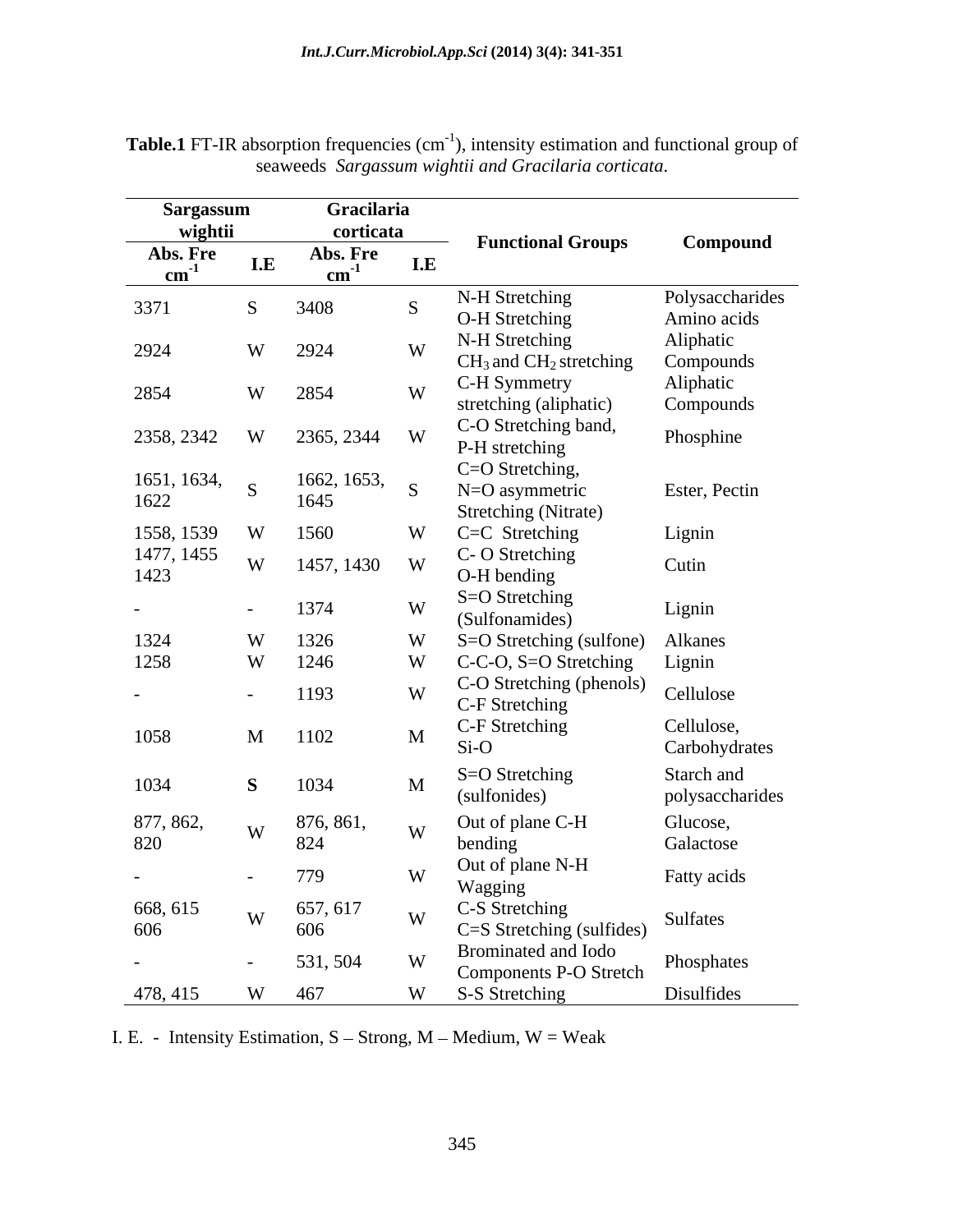**Table.1** FT-IR absorption frequencies ($cm^{-1}$), intensity estimation and functional group of seaweeds *Sargassum wightii and Gracilaria corticata*.

| Sargassum wightii | | Gracilaria corticata | | Functional Groups | Compound |
|---|---|---|---|---|---|
| Abs. Fre $cm^{-1}$ | I.E | Abs. Fre $cm^{-1}$ | I.E | | |
| 3371 | S | 3408 | S | N-H Stretching O-H Stretching | Polysaccharides Amino acids |
| 2924 | W | 2924 | W | N-H Stretching $CH_3$ and $CH_2$ stretching | Aliphatic Compounds |
| 2854 | W | 2854 | W | C-H Symmetry stretching (aliphatic) | Aliphatic Compounds |
| 2358, 2342 | W | 2365, 2344 | W | C-O Stretching band, P-H stretching | Phosphine |
| 1651, 1634, 1622 | S | 1662, 1653, 1645 | S | C=O Stretching, N=O asymmetric Stretching (Nitrate) | Ester, Pectin |
| 1558, 1539 | W | 1560 | W | C=C Stretching | Lignin |
| 1477, 1455 1423 | W | 1457, 1430 | W | C- O Stretching O-H bending | Cutin |
| - | - | 1374 | W | S=O Stretching (Sulfonamides) | Lignin |
| 1324 | W | 1326 | W | S=O Stretching (sulfone) | Alkanes |
| 1258 | W | 1246 | W | C-C-O, S=O Stretching | Lignin |
| - | - | 1193 | W | C-O Stretching (phenols) C-F Stretching | Cellulose |
| 1058 | M | 1102 | M | C-F Stretching Si-O | Cellulose, Carbohydrates |
| 1034 | **S** | 1034 | M | S=O Stretching (sulfonides) | Starch and polysaccharides |
| 877, 862, 820 | W | 876, 861, 824 | W | Out of plane C-H bending | Glucose, Galactose |
| - | - | 779 | W | Out of plane N-H Wagging | Fatty acids |
| 668, 615 606 | W | 657, 617 606 | W | C-S Stretching C=S Stretching (sulfides) | Sulfates |
| - | - | 531, 504 | W | Brominated and Iodo Components P-O Stretch | Phosphates |
| 478, 415 | W | 467 | W | S-S Stretching | Disulfides |

I. E. - Intensity Estimation, S – Strong, M – Medium, W = Weak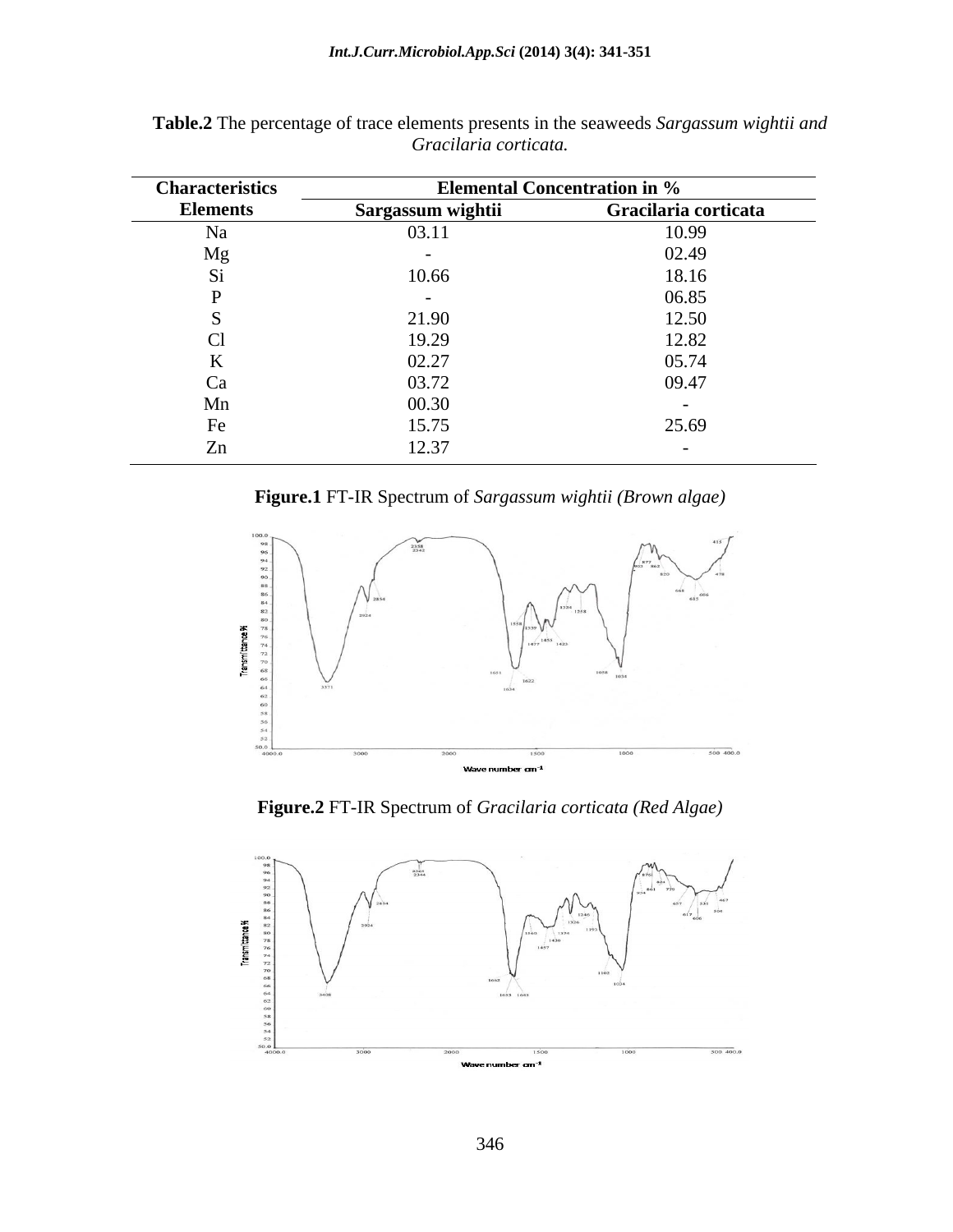**Table.2** The percentage of trace elements presents in the seaweeds *Sargassum wightii and Gracilaria corticata.*

| Characteristics | Elemental Concentration in % | |
|---|---|---|
| **Elements** | **Sargassum wightii** | **Gracilaria corticata** |
| Na | 03.11 | 10.99 |
| Mg | - | 02.49 |
| Si | 10.66 | 18.16 |
| P | - | 06.85 |
| S | 21.90 | 12.50 |
| Cl | 19.29 | 12.82 |
| K | 02.27 | 05.74 |
| Ca | 03.72 | 09.47 |
| Mn | 00.30 | - |
| Fe | 15.75 | 25.69 |
| Zn | 12.37 | - |

**Figure.1** FT-IR Spectrum of *Sargassum wightii (Brown algae)*

**Figure.2** FT-IR Spectrum of *Gracilaria corticata (Red Algae)*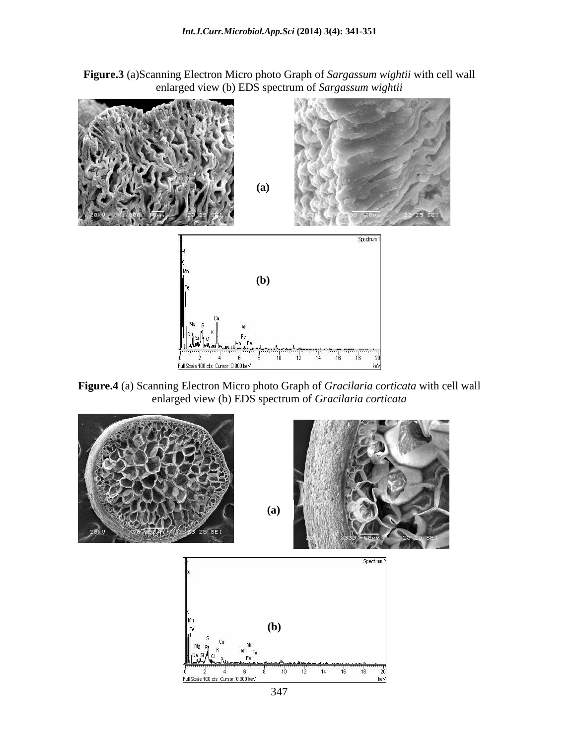**Figure.3** (a)Scanning Electron Micro photo Graph of *Sargassum wightii* with cell wall enlarged view (b) EDS spectrum of *Sargassum wightii*

**Figure.4** (a) Scanning Electron Micro photo Graph of *Gracilaria corticata* with cell wall enlarged view (b) EDS spectrum of *Gracilaria corticata*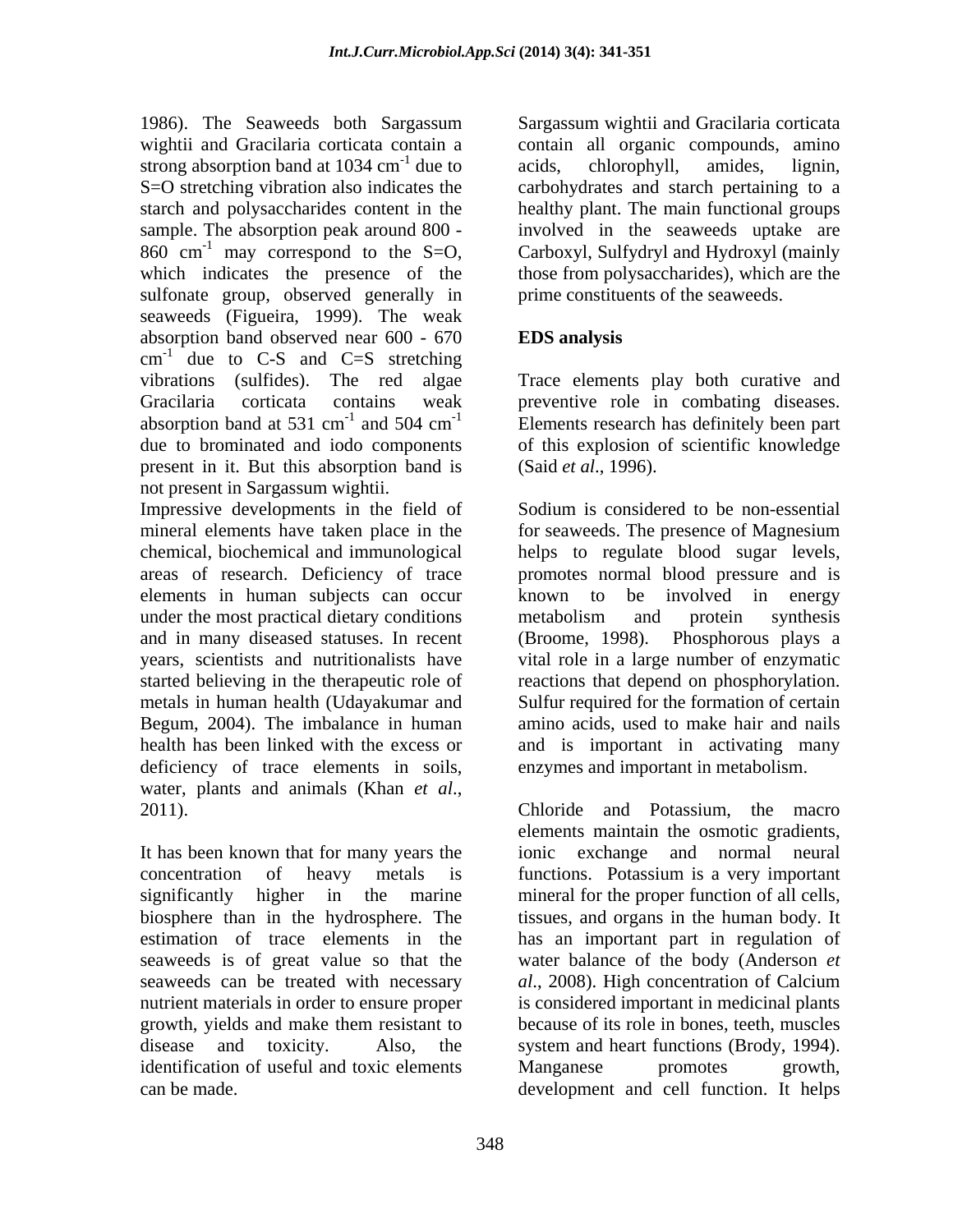1986). The Seaweeds both Sargassum wightii and Gracilaria corticata contain a strong absorption band at 1034 $cm^{-1}$ due to S=O stretching vibration also indicates the starch and polysaccharides content in the sample. The absorption peak around 800 - 860 $cm^{-1}$ may correspond to the S=O, which indicates the presence of the sulfonate group, observed generally in seaweeds (Figueira, 1999). The weak absorption band observed near 600 - 670 $cm^{-1}$ due to C-S and C=S stretching vibrations (sulfides). The red algae Gracilaria corticata contains weak absorption band at 531 $cm^{-1}$ and 504 $cm^{-1}$ due to brominated and iodo components present in it. But this absorption band is not present in Sargassum wightii.

Impressive developments in the field of mineral elements have taken place in the chemical, biochemical and immunological areas of research. Deficiency of trace elements in human subjects can occur under the most practical dietary conditions and in many diseased statuses. In recent years, scientists and nutritionalists have started believing in the therapeutic role of metals in human health (Udayakumar and Begum, 2004). The imbalance in human health has been linked with the excess or deficiency of trace elements in soils, water, plants and animals (Khan *et al*., 2011).

It has been known that for many years the concentration of heavy metals is significantly higher in the marine biosphere than in the hydrosphere. The estimation of trace elements in the seaweeds is of great value so that the seaweeds can be treated with necessary nutrient materials in order to ensure proper growth, yields and make them resistant to disease and toxicity. Also, the identification of useful and toxic elements can be made.

Sargassum wightii and Gracilaria corticata contain all organic compounds, amino acids, chlorophyll, amides, lignin, carbohydrates and starch pertaining to a healthy plant. The main functional groups involved in the seaweeds uptake are Carboxyl, Sulfydryl and Hydroxyl (mainly those from polysaccharides), which are the prime constituents of the seaweeds.

## EDS analysis

Trace elements play both curative and preventive role in combating diseases. Elements research has definitely been part of this explosion of scientific knowledge (Said *et al*., 1996).

Sodium is considered to be non-essential for seaweeds. The presence of Magnesium helps to regulate blood sugar levels, promotes normal blood pressure and is known to be involved in energy metabolism and protein synthesis (Broome, 1998). Phosphorous plays a vital role in a large number of enzymatic reactions that depend on phosphorylation. Sulfur required for the formation of certain amino acids, used to make hair and nails and is important in activating many enzymes and important in metabolism.

Chloride and Potassium, the macro elements maintain the osmotic gradients, ionic exchange and normal neural functions. Potassium is a very important mineral for the proper function of all cells, tissues, and organs in the human body. It has an important part in regulation of water balance of the body (Anderson *et al*., 2008). High concentration of Calcium is considered important in medicinal plants because of its role in bones, teeth, muscles system and heart functions (Brody, 1994). Manganese promotes growth, development and cell function. It helps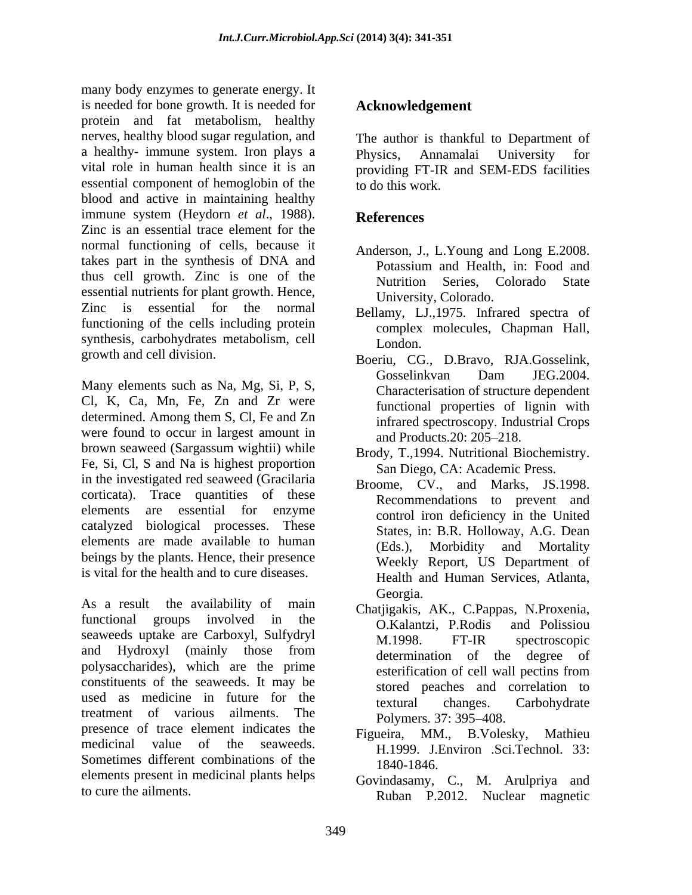many body enzymes to generate energy. It is needed for bone growth. It is needed for protein and fat metabolism, healthy nerves, healthy blood sugar regulation, and a healthy- immune system. Iron plays a vital role in human health since it is an essential component of hemoglobin of the blood and active in maintaining healthy immune system (Heydorn *et al*., 1988). Zinc is an essential trace element for the normal functioning of cells, because it takes part in the synthesis of DNA and thus cell growth. Zinc is one of the essential nutrients for plant growth. Hence, Zinc is essential for the normal functioning of the cells including protein synthesis, carbohydrates metabolism, cell growth and cell division.

Many elements such as Na, Mg, Si, P, S, Cl, K, Ca, Mn, Fe, Zn and Zr were determined. Among them S, Cl, Fe and Zn were found to occur in largest amount in brown seaweed (Sargassum wightii) while Fe, Si, Cl, S and Na is highest proportion in the investigated red seaweed (Gracilaria corticata). Trace quantities of these elements are essential for enzyme catalyzed biological processes. These elements are made available to human beings by the plants. Hence, their presence is vital for the health and to cure diseases.

As a result the availability of main functional groups involved in the seaweeds uptake are Carboxyl, Sulfydryl and Hydroxyl (mainly those from polysaccharides), which are the prime constituents of the seaweeds. It may be used as medicine in future for the treatment of various ailments. The presence of trace element indicates the medicinal value of the seaweeds. Sometimes different combinations of the elements present in medicinal plants helps to cure the ailments.

## Acknowledgement

The author is thankful to Department of Physics, Annamalai University for providing FT-IR and SEM-EDS facilities to do this work.

## References

Anderson, J., L.Young and Long E.2008. Potassium and Health, in: Food and Nutrition Series, Colorado State University, Colorado.

Bellamy, LJ.,1975. Infrared spectra of complex molecules, Chapman Hall, London.

Boeriu, CG., D.Bravo, RJA.Gosselink, Gosselinkvan Dam JEG.2004. Characterisation of structure dependent functional properties of lignin with infrared spectroscopy. Industrial Crops and Products.20: 205–218.

Brody, T.,1994. Nutritional Biochemistry. San Diego, CA: Academic Press.

Broome, CV., and Marks, JS.1998. Recommendations to prevent and control iron deficiency in the United States, in: B.R. Holloway, A.G. Dean (Eds.), Morbidity and Mortality Weekly Report, US Department of Health and Human Services, Atlanta, Georgia.

Chatjigakis, AK., C.Pappas, N.Proxenia, O.Kalantzi, P.Rodis and Polissiou M.1998. FT-IR spectroscopic determination of the degree of esterification of cell wall pectins from stored peaches and correlation to textural changes. Carbohydrate Polymers. 37: 395–408.

Figueira, MM., B.Volesky, Mathieu H.1999. J.Environ .Sci.Technol. 33: 1840-1846.

Govindasamy, C., M. Arulpriya and Ruban P.2012. Nuclear magnetic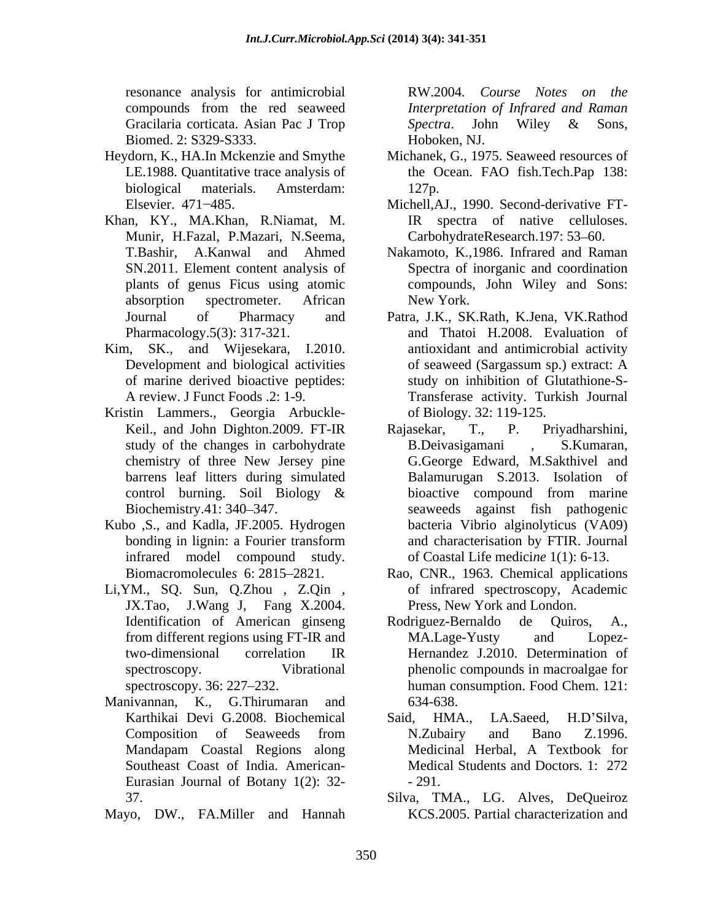resonance analysis for antimicrobial compounds from the red seaweed Gracilaria corticata. Asian Pac J Trop Biomed. 2: S329-S333.

Heydorn, K., HA.In Mckenzie and Smythe LE.1988. Quantitative trace analysis of biological materials. Amsterdam: Elsevier. 471−485.

Khan, KY., MA.Khan, R.Niamat, M. Munir, H.Fazal, P.Mazari, N.Seema, T.Bashir, A.Kanwal and Ahmed SN.2011. Element content analysis of plants of genus Ficus using atomic absorption spectrometer. African Journal of Pharmacy and Pharmacology.5(3): 317-321.

Kim, SK., and Wijesekara, I.2010. Development and biological activities of marine derived bioactive peptides: A review. J Funct Foods .2: 1-9.

Kristin Lammers., Georgia Arbuckle-Keil., and John Dighton.2009. FT-IR study of the changes in carbohydrate chemistry of three New Jersey pine barrens leaf litters during simulated control burning. Soil Biology & Biochemistry.41: 340–347.

Kubo ,S., and Kadla, JF.2005. Hydrogen bonding in lignin: a Fourier transform infrared model compound study. Biomacromolecule*s* 6: 2815–2821.

Li,YM., SQ. Sun, Q.Zhou , Z.Qin , JX.Tao, J.Wang J, Fang X.2004. Identification of American ginseng from different regions using FT-IR and two-dimensional correlation IR spectroscopy. Vibrational spectroscopy. 36: 227–232.

Manivannan, K., G.Thirumaran and Karthikai Devi G.2008. Biochemical Composition of Seaweeds from Mandapam Coastal Regions along Southeast Coast of India. American-Eurasian Journal of Botany 1(2): 32-37.

Mayo, DW., FA.Miller and Hannah RW.2004*. Course Notes on the Interpretation of Infrared and Raman Spectra*. John Wiley & Sons, Hoboken, NJ.

Michanek, G., 1975. Seaweed resources of the Ocean. FAO fish.Tech.Pap 138: 127p.

Michell,AJ., 1990. Second-derivative FT-IR spectra of native celluloses. CarbohydrateResearch.197: 53–60.

Nakamoto, K.,1986. Infrared and Raman Spectra of inorganic and coordination compounds, John Wiley and Sons: New York.

Patra, J.K., SK.Rath, K.Jena, VK.Rathod and Thatoi H.2008. Evaluation of antioxidant and antimicrobial activity of seaweed (Sargassum sp.) extract: A study on inhibition of Glutathione-S-Transferase activity. Turkish Journal of Biology. 32: 119-125.

Rajasekar, T., P. Priyadharshini, B.Deivasigamani , S.Kumaran, G.George Edward, M.Sakthivel and Balamurugan S.2013. Isolation of bioactive compound from marine seaweeds against fish pathogenic bacteria Vibrio alginolyticus (VA09) and characterisation by FTIR. Journal of Coastal Life medic*ine* 1(1): 6-13.

Rao, CNR., 1963. Chemical applications of infrared spectroscopy, Academic Press, New York and London.

Rodriguez-Bernaldo de Quiros, A., MA.Lage-Yusty and Lopez-Hernandez J.2010. Determination of phenolic compounds in macroalgae for human consumption. Food Chem. 121: 634-638.

Said, HMA., LA.Saeed, H.D'Silva, N.Zubairy and Bano Z.1996. Medicinal Herbal, A Textbook for Medical Students and Doctors*.* 1: 272 - 291.

Silva, TMA., LG. Alves, DeQueiroz KCS.2005. Partial characterization and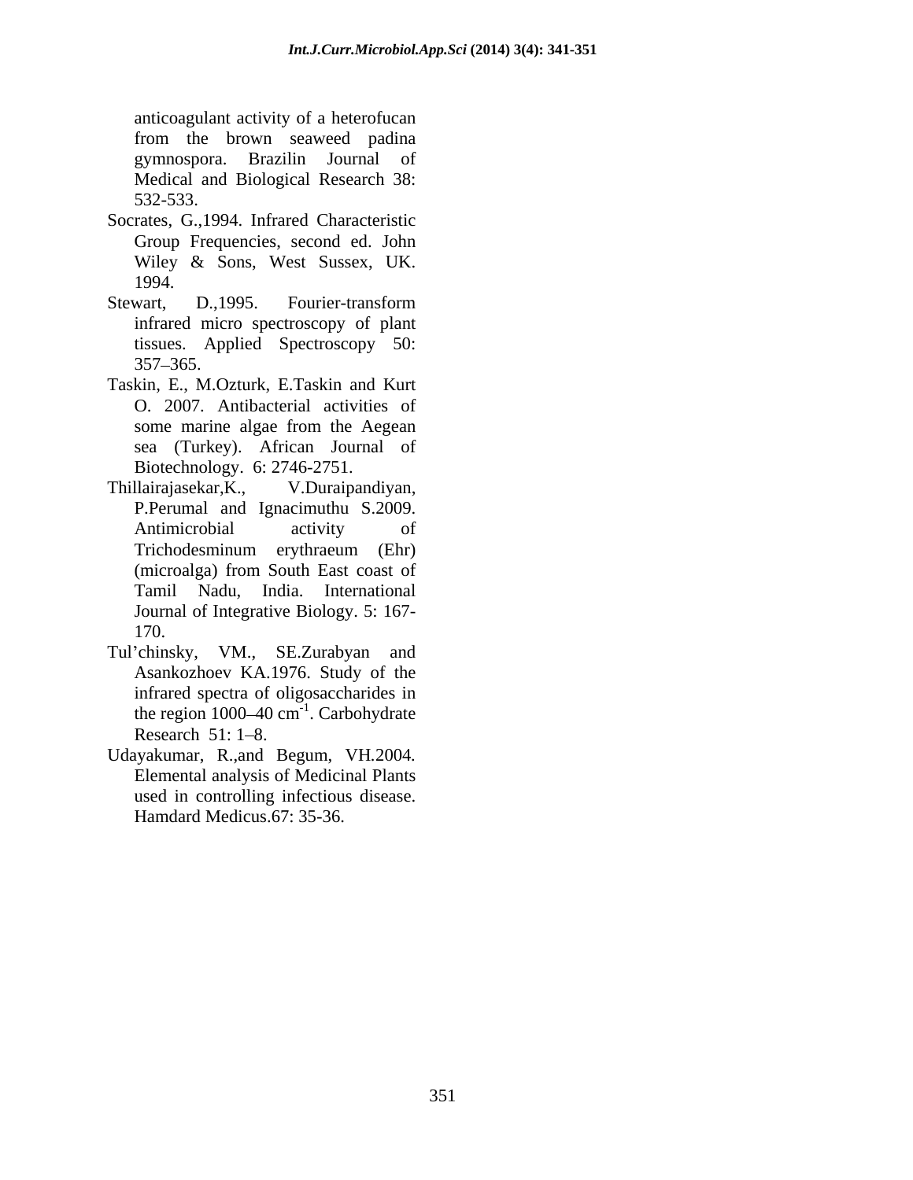anticoagulant activity of a heterofucan from the brown seaweed padina gymnospora. Brazilin Journal of Medical and Biological Research 38: 532-533.

Socrates, G.,1994. Infrared Characteristic Group Frequencies, second ed. John Wiley & Sons, West Sussex, UK. 1994.

Stewart, D.,1995. Fourier-transform infrared micro spectroscopy of plant tissues. Applied Spectroscopy 50: 357–365.

Taskin, E., M.Ozturk, E.Taskin and Kurt O. 2007. Antibacterial activities of some marine algae from the Aegean sea (Turkey). African Journal of Biotechnology. 6: 2746-2751.

Thillairajasekar,K., V.Duraipandiyan, P.Perumal and Ignacimuthu S.2009. Antimicrobial activity of Trichodesminum erythraeum (Ehr) (microalga) from South East coast of Tamil Nadu, India. International Journal of Integrative Biology. 5: 167-170.

Tul'chinsky, VM., SE.Zurabyan and Asankozhoev KA.1976. Study of the infrared spectra of oligosaccharides in the region 1000–40 $cm^{-1}$. Carbohydrate Research 51: 1–8.

Udayakumar, R.,and Begum, VH.2004. Elemental analysis of Medicinal Plants used in controlling infectious disease. Hamdard Medicus.67: 35-36.